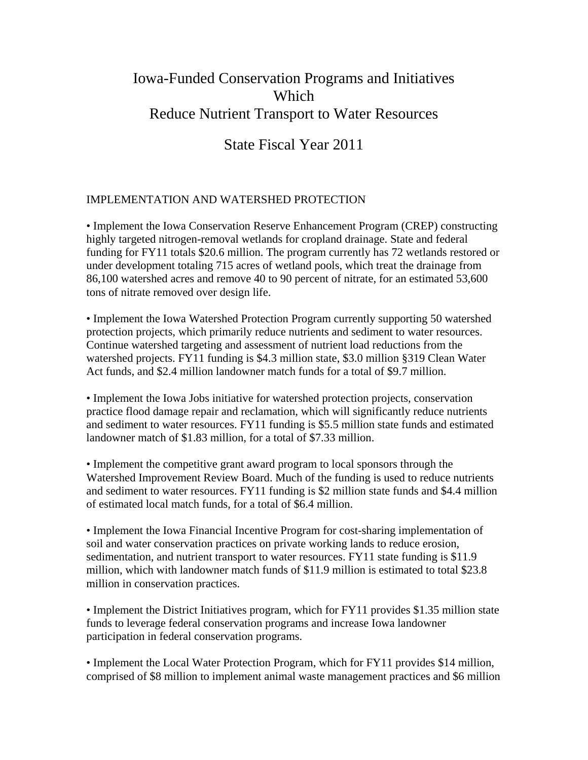# Iowa-Funded Conservation Programs and Initiatives Which Reduce Nutrient Transport to Water Resources

## State Fiscal Year 2011

### IMPLEMENTATION AND WATERSHED PROTECTION

- Implement the Iowa Conservation Reserve Enhancement Program (CREP) constructing highly targeted nitrogen-removal wetlands for cropland drainage. State and federal funding for FY11 totals $20.6 million. The program currently has 72 wetlands restored or under development totaling 715 acres of wetland pools, which treat the drainage from 86,100 watershed acres and remove 40 to 90 percent of nitrate, for an estimated 53,600 tons of nitrate removed over design life.

- Implement the Iowa Watershed Protection Program currently supporting 50 watershed protection projects, which primarily reduce nutrients and sediment to water resources. Continue watershed targeting and assessment of nutrient load reductions from the watershed projects. FY11 funding is $4.3 million state, $3.0 million §319 Clean Water Act funds, and $2.4 million landowner match funds for a total of $9.7 million.

- Implement the Iowa Jobs initiative for watershed protection projects, conservation practice flood damage repair and reclamation, which will significantly reduce nutrients and sediment to water resources. FY11 funding is $5.5 million state funds and estimated landowner match of $1.83 million, for a total of $7.33 million.

- Implement the competitive grant award program to local sponsors through the Watershed Improvement Review Board. Much of the funding is used to reduce nutrients and sediment to water resources. FY11 funding is $2 million state funds and $4.4 million of estimated local match funds, for a total of $6.4 million.

- Implement the Iowa Financial Incentive Program for cost-sharing implementation of soil and water conservation practices on private working lands to reduce erosion, sedimentation, and nutrient transport to water resources. FY11 state funding is $11.9 million, which with landowner match funds of $11.9 million is estimated to total $23.8 million in conservation practices.

- Implement the District Initiatives program, which for FY11 provides $1.35 million state funds to leverage federal conservation programs and increase Iowa landowner participation in federal conservation programs.

- Implement the Local Water Protection Program, which for FY11 provides $14 million, comprised of $8 million to implement animal waste management practices and $6 million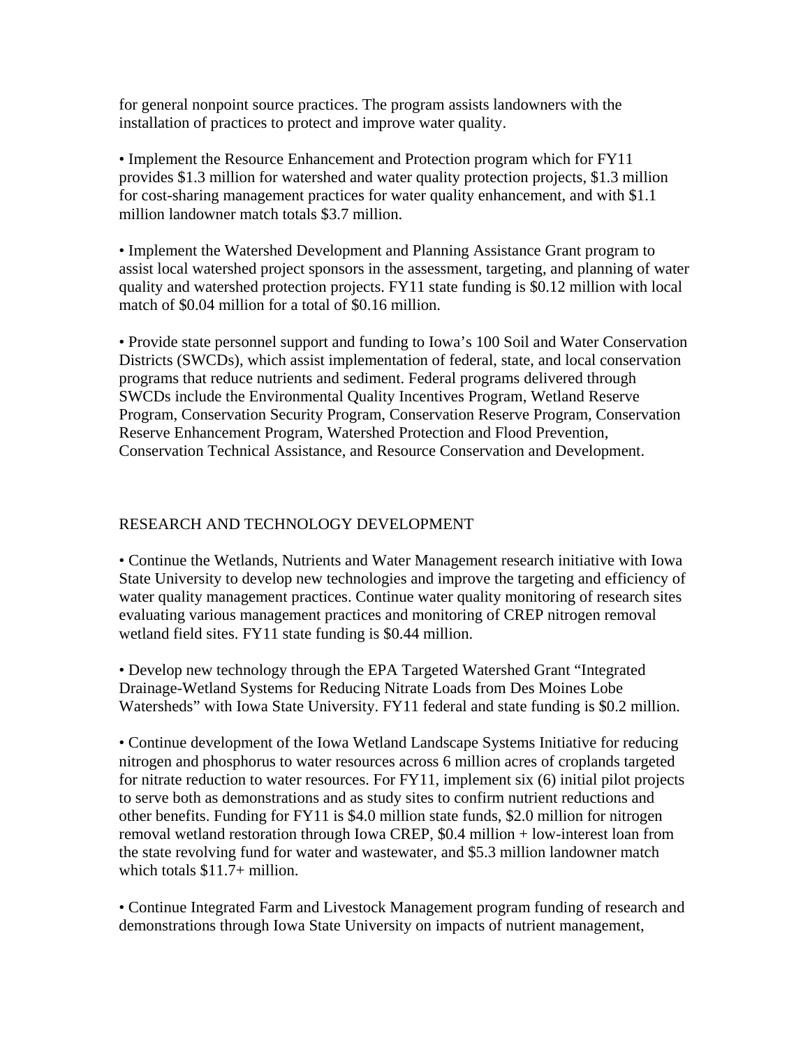for general nonpoint source practices. The program assists landowners with the installation of practices to protect and improve water quality.

- Implement the Resource Enhancement and Protection program which for FY11 provides \$1.3 million for watershed and water quality protection projects, \$1.3 million for cost-sharing management practices for water quality enhancement, and with \$1.1 million landowner match totals \$3.7 million.

- Implement the Watershed Development and Planning Assistance Grant program to assist local watershed project sponsors in the assessment, targeting, and planning of water quality and watershed protection projects. FY11 state funding is \$0.12 million with local match of \$0.04 million for a total of \$0.16 million.

- Provide state personnel support and funding to Iowa's 100 Soil and Water Conservation Districts (SWCDs), which assist implementation of federal, state, and local conservation programs that reduce nutrients and sediment. Federal programs delivered through SWCDs include the Environmental Quality Incentives Program, Wetland Reserve Program, Conservation Security Program, Conservation Reserve Program, Conservation Reserve Enhancement Program, Watershed Protection and Flood Prevention, Conservation Technical Assistance, and Resource Conservation and Development.

## RESEARCH AND TECHNOLOGY DEVELOPMENT

- Continue the Wetlands, Nutrients and Water Management research initiative with Iowa State University to develop new technologies and improve the targeting and efficiency of water quality management practices. Continue water quality monitoring of research sites evaluating various management practices and monitoring of CREP nitrogen removal wetland field sites. FY11 state funding is \$0.44 million.

- Develop new technology through the EPA Targeted Watershed Grant "Integrated Drainage-Wetland Systems for Reducing Nitrate Loads from Des Moines Lobe Watersheds" with Iowa State University. FY11 federal and state funding is \$0.2 million.

- Continue development of the Iowa Wetland Landscape Systems Initiative for reducing nitrogen and phosphorus to water resources across 6 million acres of croplands targeted for nitrate reduction to water resources. For FY11, implement six (6) initial pilot projects to serve both as demonstrations and as study sites to confirm nutrient reductions and other benefits. Funding for FY11 is \$4.0 million state funds, \$2.0 million for nitrogen removal wetland restoration through Iowa CREP, \$0.4 million + low-interest loan from the state revolving fund for water and wastewater, and \$5.3 million landowner match which totals \$11.7+ million.

- Continue Integrated Farm and Livestock Management program funding of research and demonstrations through Iowa State University on impacts of nutrient management,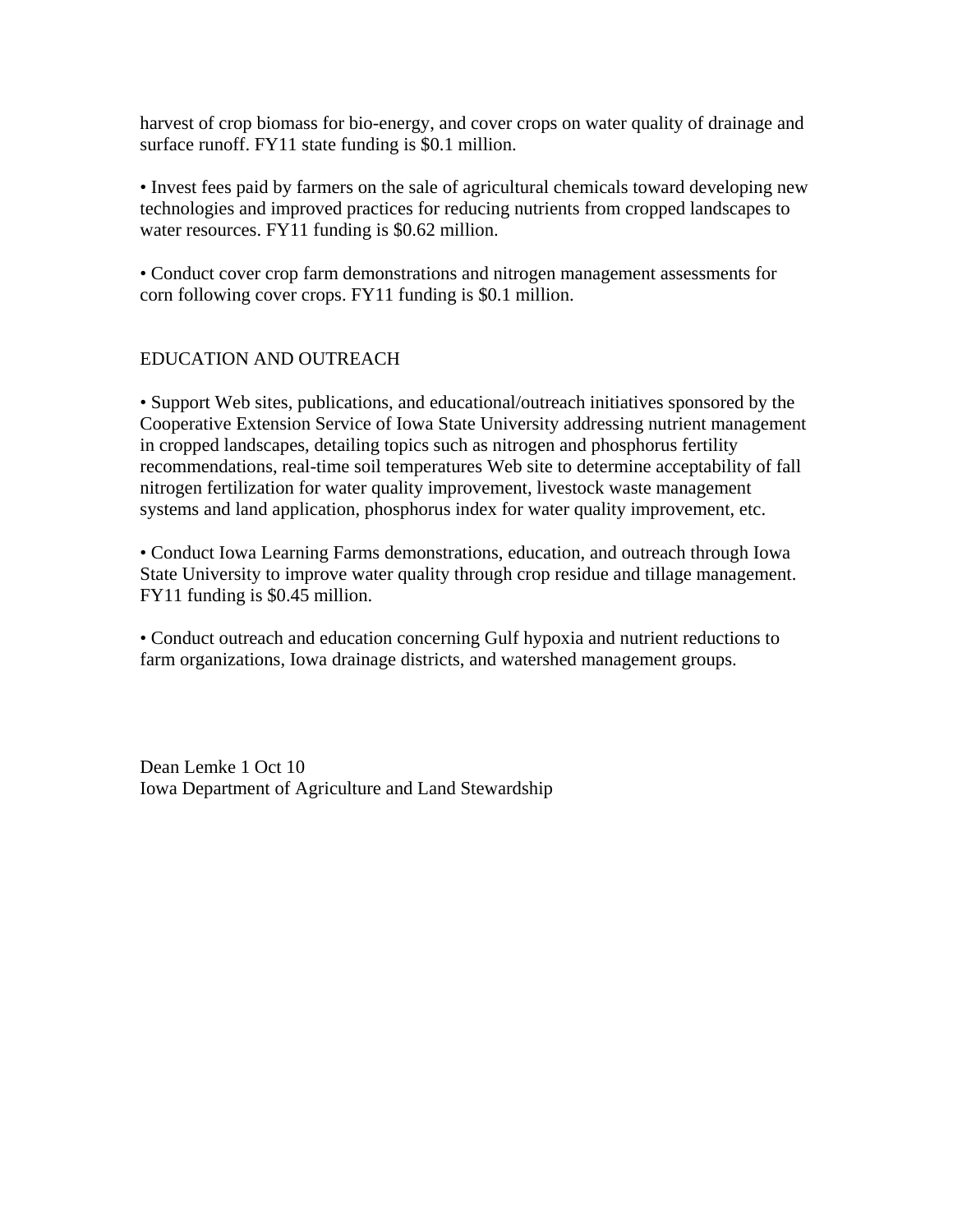harvest of crop biomass for bio-energy, and cover crops on water quality of drainage and surface runoff. FY11 state funding is $0.1 million.

- Invest fees paid by farmers on the sale of agricultural chemicals toward developing new technologies and improved practices for reducing nutrients from cropped landscapes to water resources. FY11 funding is $0.62 million.

- Conduct cover crop farm demonstrations and nitrogen management assessments for corn following cover crops. FY11 funding is $0.1 million.

## EDUCATION AND OUTREACH

- Support Web sites, publications, and educational/outreach initiatives sponsored by the Cooperative Extension Service of Iowa State University addressing nutrient management in cropped landscapes, detailing topics such as nitrogen and phosphorus fertility recommendations, real-time soil temperatures Web site to determine acceptability of fall nitrogen fertilization for water quality improvement, livestock waste management systems and land application, phosphorus index for water quality improvement, etc.

- Conduct Iowa Learning Farms demonstrations, education, and outreach through Iowa State University to improve water quality through crop residue and tillage management. FY11 funding is $0.45 million.

- Conduct outreach and education concerning Gulf hypoxia and nutrient reductions to farm organizations, Iowa drainage districts, and watershed management groups.

Dean Lemke 1 Oct 10
Iowa Department of Agriculture and Land Stewardship